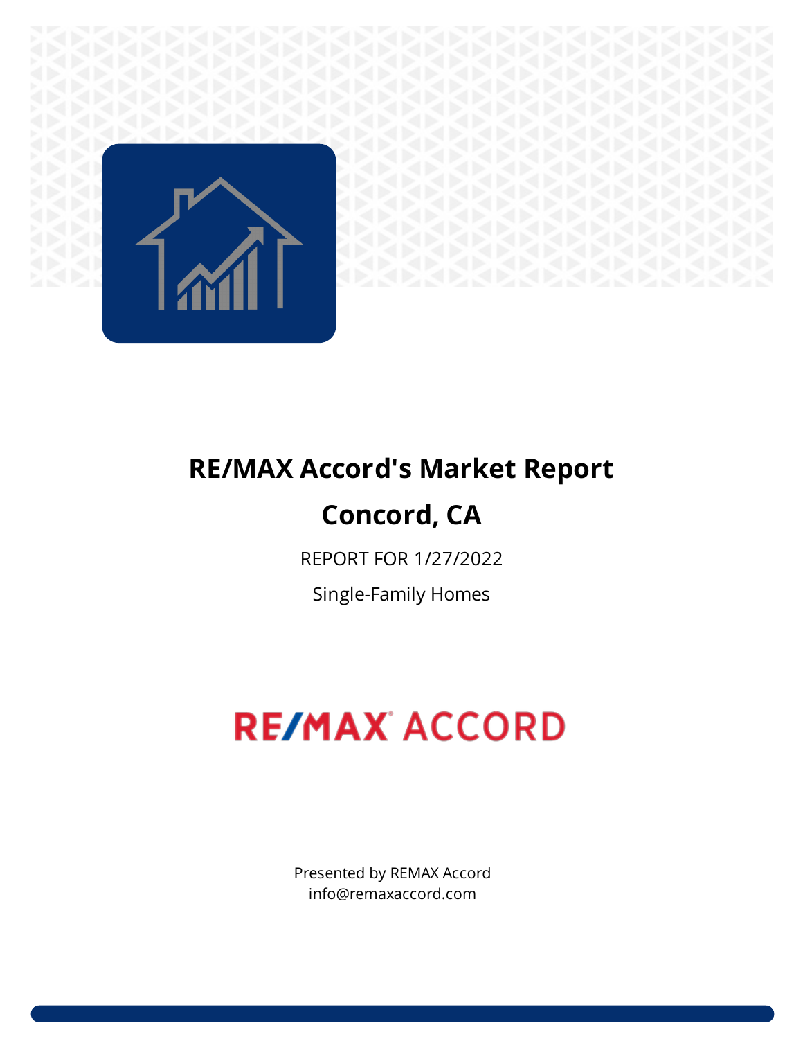# RE/MAX Accord's Market Report

# Concord, CA

REPORT FOR 1/27/2022

Single-Family Homes

RE/MAX ACCORD

Presented by REMAX Accord
info@remaxaccord.com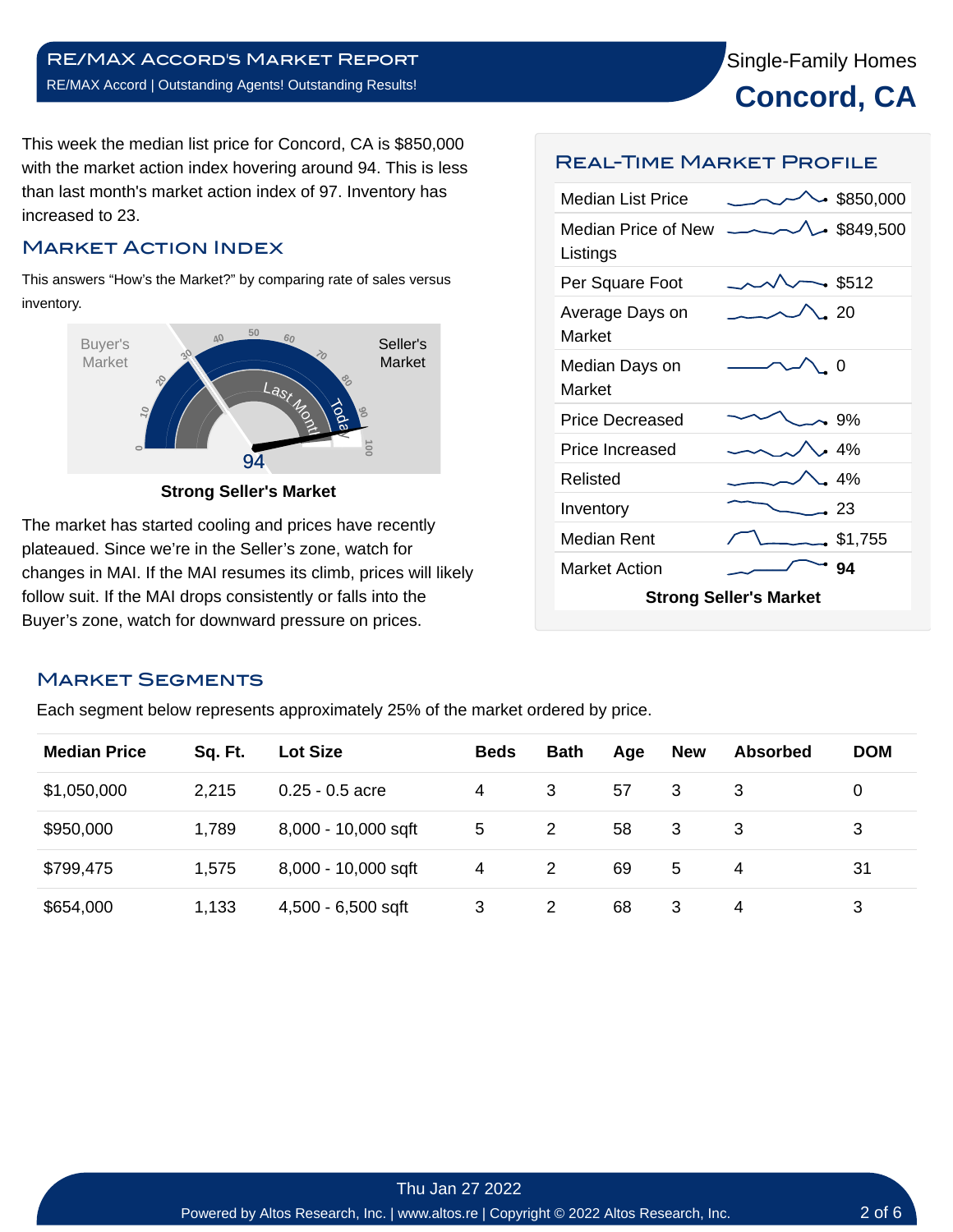# RE/MAX Accord's Market Report

RE/MAX Accord | Outstanding Agents! Outstanding Results!

Single-Family Homes

## Concord, CA

This week the median list price for Concord, CA is $850,000 with the market action index hovering around 94. This is less than last month's market action index of 97. Inventory has increased to 23.

## Market Action Index

This answers "How's the Market?" by comparing rate of sales versus inventory.

Buyer's Market | Seller's Market | 94

**Strong Seller's Market**

The market has started cooling and prices have recently plateaued. Since we're in the Seller's zone, watch for changes in MAI. If the MAI resumes its climb, prices will likely follow suit. If the MAI drops consistently or falls into the Buyer's zone, watch for downward pressure on prices.

## Real-Time Market Profile

| | |
|---|---|
| Median List Price | $850,000 |
| Median Price of New Listings | $849,500 |
| Per Square Foot | $512 |
| Average Days on Market | 20 |
| Median Days on Market | 0 |
| Price Decreased | 9% |
| Price Increased | 4% |
| Relisted | 4% |
| Inventory | 23 |
| Median Rent | $1,755 |
| Market Action | **94** |

**Strong Seller's Market**

## Market Segments

Each segment below represents approximately 25% of the market ordered by price.

| Median Price | Sq. Ft. | Lot Size | Beds | Bath | Age | New | Absorbed | DOM |
|---|---|---|---|---|---|---|---|---|
| $1,050,000 | 2,215 | 0.25 - 0.5 acre | 4 | 3 | 57 | 3 | 3 | 0 |
| $950,000 | 1,789 | 8,000 - 10,000 sqft | 5 | 2 | 58 | 3 | 3 | 3 |
| $799,475 | 1,575 | 8,000 - 10,000 sqft | 4 | 2 | 69 | 5 | 4 | 31 |
| $654,000 | 1,133 | 4,500 - 6,500 sqft | 3 | 2 | 68 | 3 | 4 | 3 |

Thu Jan 27 2022

Powered by Altos Research, Inc. | www.altos.re | Copyright © 2022 Altos Research, Inc.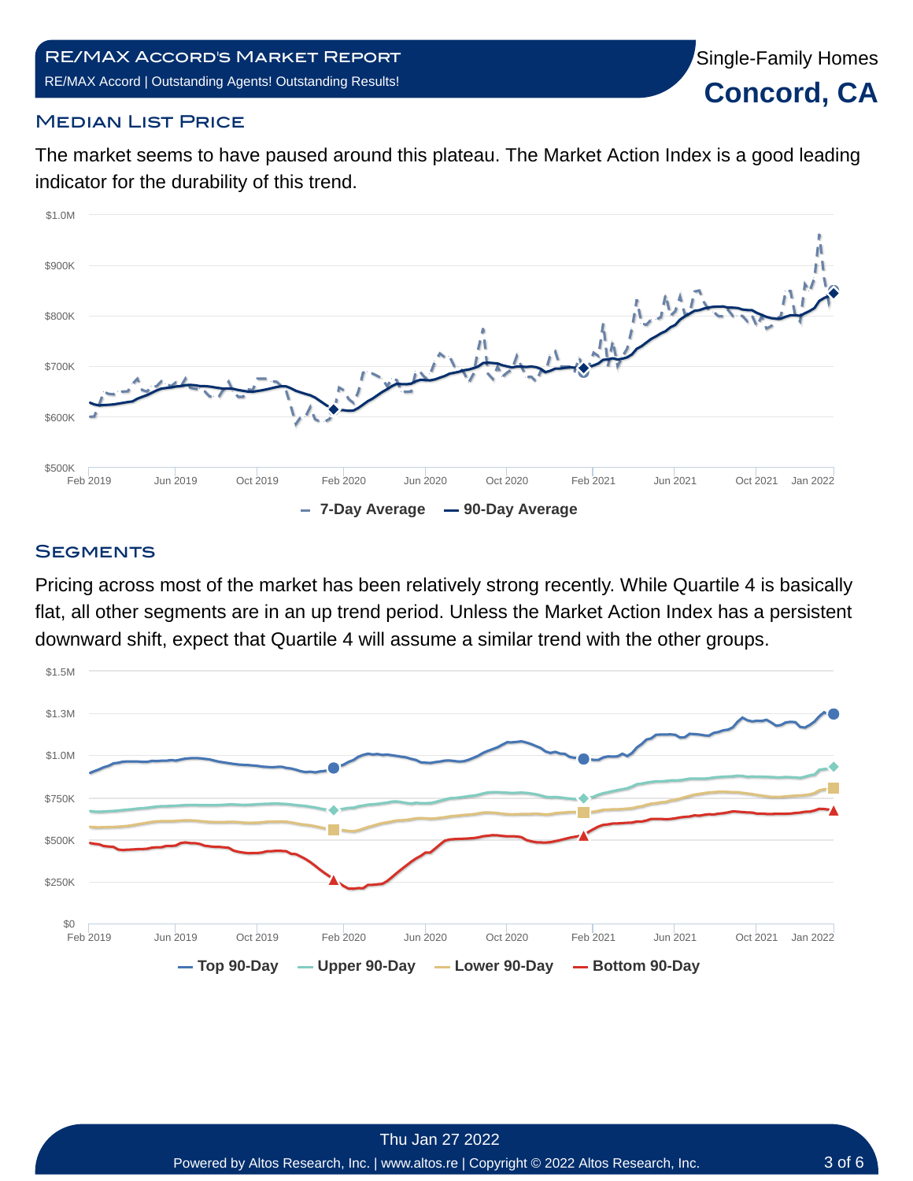# RE/MAX Accord's Market Report

RE/MAX Accord | Outstanding Agents! Outstanding Results!

Single-Family Homes

**Concord, CA**

## Median List Price

The market seems to have paused around this plateau. The Market Action Index is a good leading indicator for the durability of this trend.

## Segments

Pricing across most of the market has been relatively strong recently. While Quartile 4 is basically flat, all other segments are in an up trend period. Unless the Market Action Index has a persistent downward shift, expect that Quartile 4 will assume a similar trend with the other groups.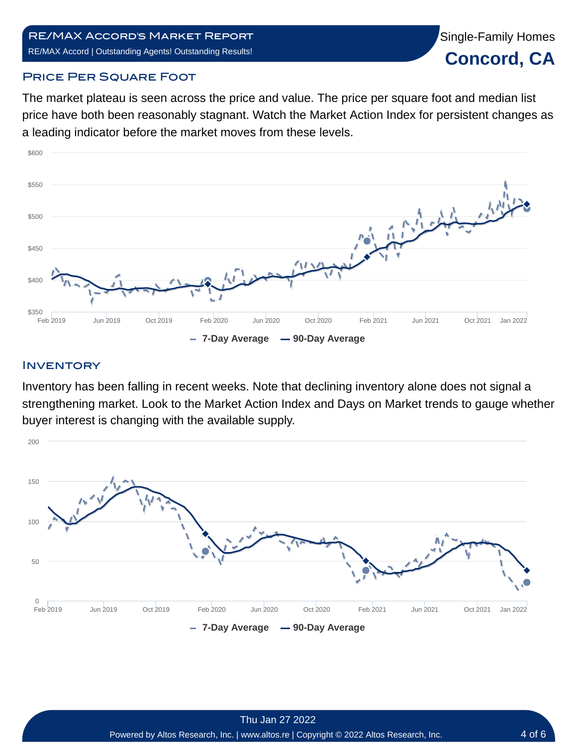## Price Per Square Foot

The market plateau is seen across the price and value. The price per square foot and median list price have both been reasonably stagnant. Watch the Market Action Index for persistent changes as a leading indicator before the market moves from these levels.

## Inventory

Inventory has been falling in recent weeks. Note that declining inventory alone does not signal a strengthening market. Look to the Market Action Index and Days on Market trends to gauge whether buyer interest is changing with the available supply.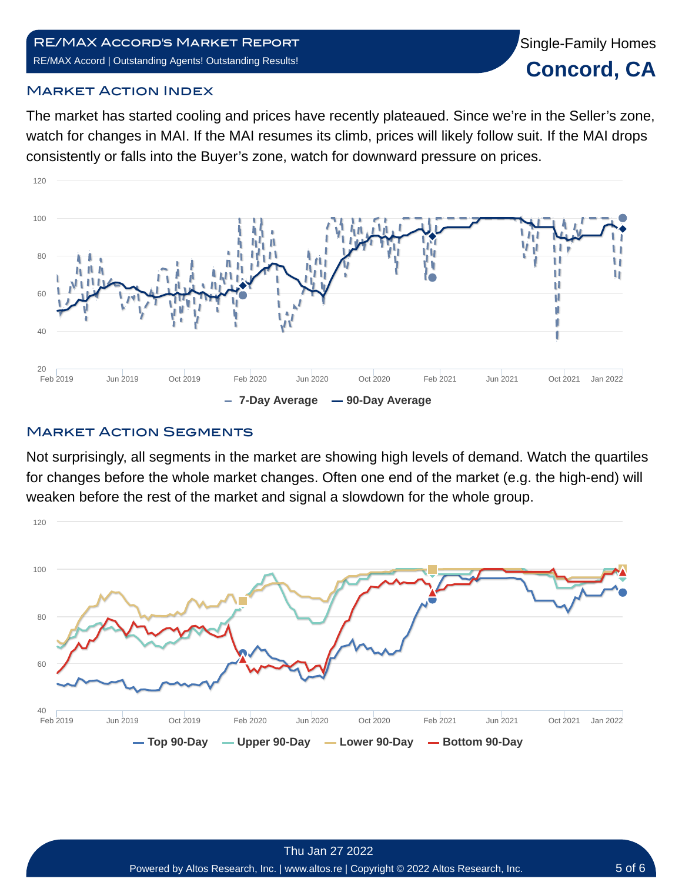## Market Action Index

The market has started cooling and prices have recently plateaued. Since we're in the Seller's zone, watch for changes in MAI. If the MAI resumes its climb, prices will likely follow suit. If the MAI drops consistently or falls into the Buyer's zone, watch for downward pressure on prices.

## Market Action Segments

Not surprisingly, all segments in the market are showing high levels of demand. Watch the quartiles for changes before the whole market changes. Often one end of the market (e.g. the high-end) will weaken before the rest of the market and signal a slowdown for the whole group.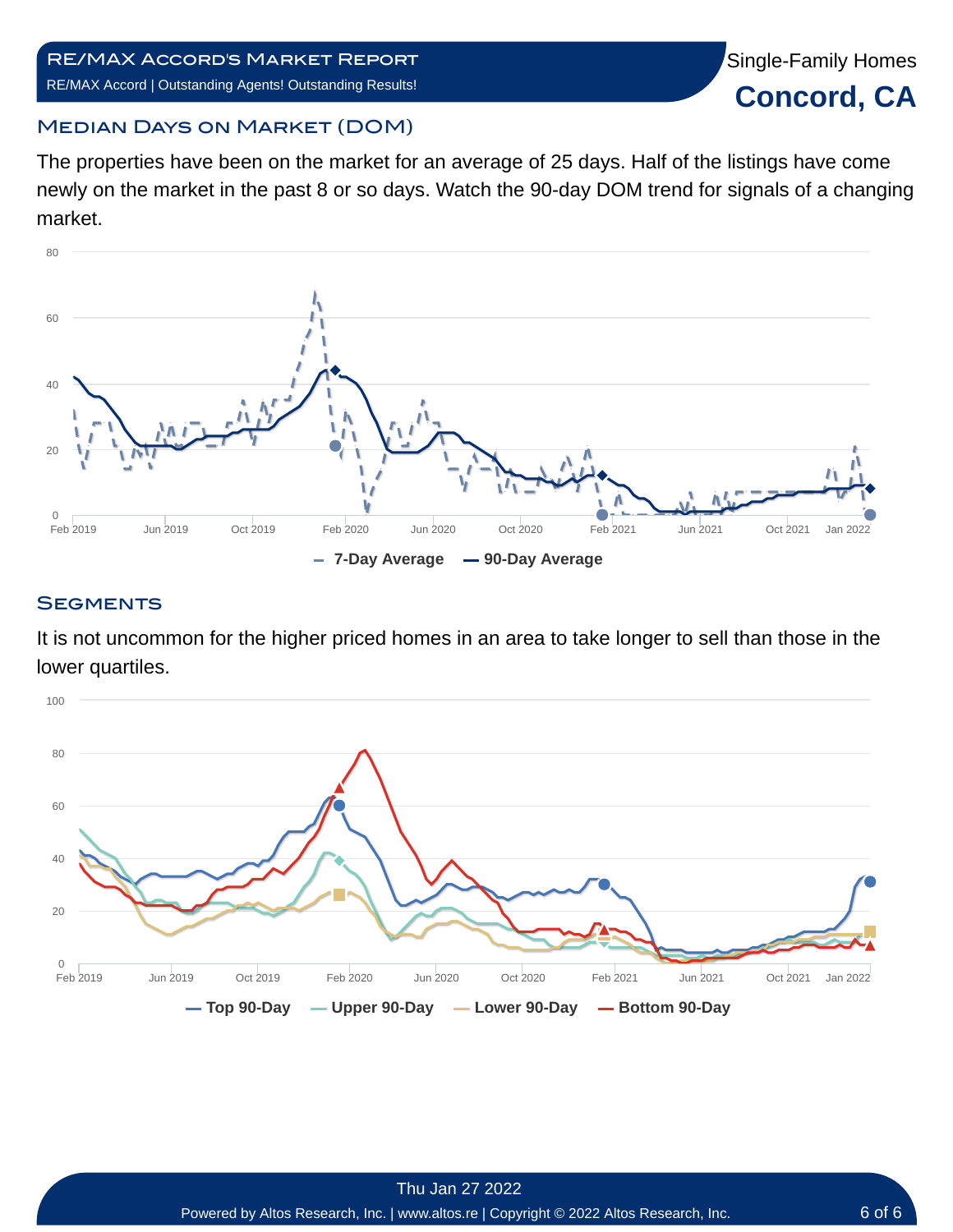## Median Days on Market (DOM)

The properties have been on the market for an average of 25 days. Half of the listings have come newly on the market in the past 8 or so days. Watch the 90-day DOM trend for signals of a changing market.

80
60
40
20
0
Feb 2019 Jun 2019 Oct 2019 Feb 2020 Jun 2020 Oct 2020 Feb 2021 Jun 2021 Oct 2021 Jan 2022

7-Day Average  90-Day Average

## Segments

It is not uncommon for the higher priced homes in an area to take longer to sell than those in the lower quartiles.

100
80
60
40
20
0
Feb 2019 Jun 2019 Oct 2019 Feb 2020 Jun 2020 Oct 2020 Feb 2021 Jun 2021 Oct 2021 Jan 2022

Top 90-Day  Upper 90-Day  Lower 90-Day  Bottom 90-Day